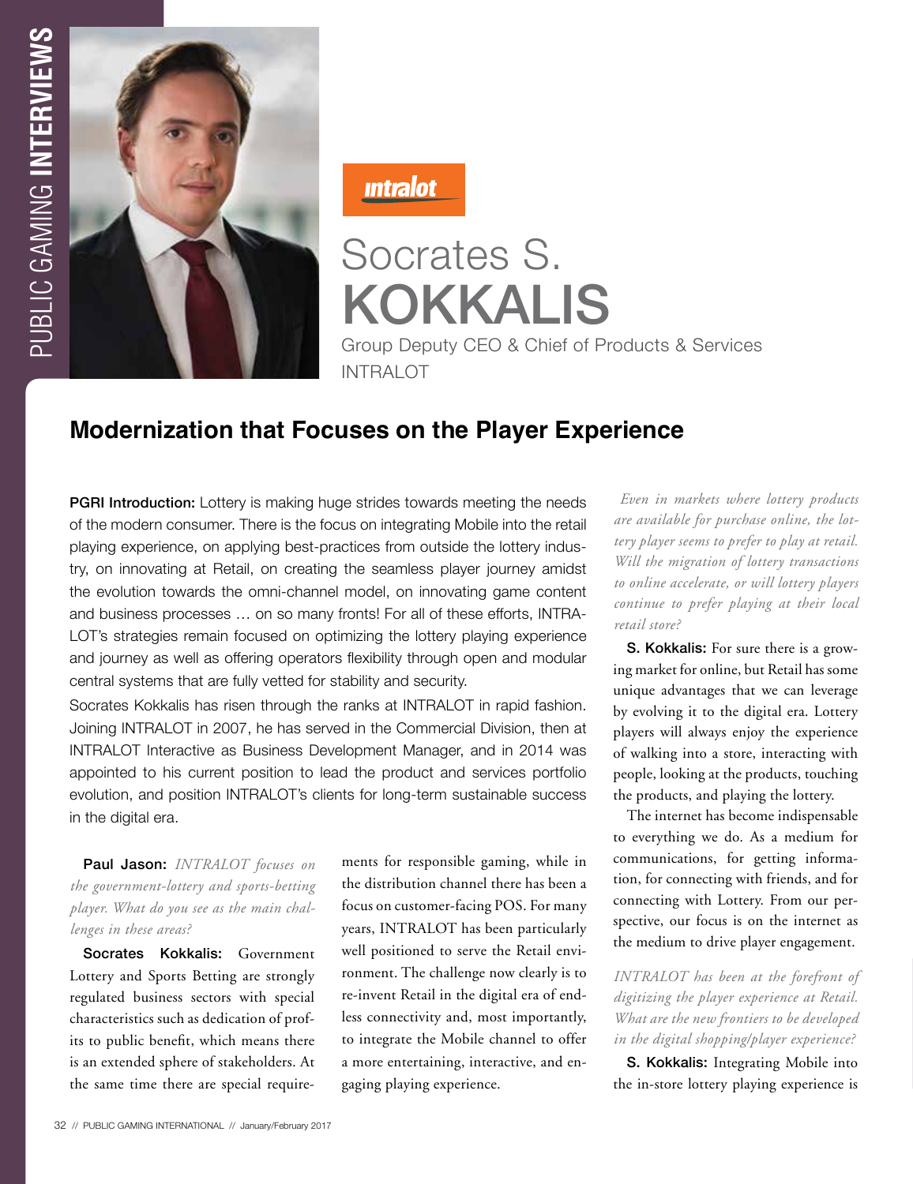# Socrates S. KOKKALIS

Group Deputy CEO & Chief of Products & Services
INTRALOT

## Modernization that Focuses on the Player Experience

**PGRI Introduction:** Lottery is making huge strides towards meeting the needs of the modern consumer. There is the focus on integrating Mobile into the retail playing experience, on applying best-practices from outside the lottery industry, on innovating at Retail, on creating the seamless player journey amidst the evolution towards the omni-channel model, on innovating game content and business processes … on so many fronts! For all of these efforts, INTRALOT's strategies remain focused on optimizing the lottery playing experience and journey as well as offering operators flexibility through open and modular central systems that are fully vetted for stability and security.

Socrates Kokkalis has risen through the ranks at INTRALOT in rapid fashion. Joining INTRALOT in 2007, he has served in the Commercial Division, then at INTRALOT Interactive as Business Development Manager, and in 2014 was appointed to his current position to lead the product and services portfolio evolution, and position INTRALOT's clients for long-term sustainable success in the digital era.

**Paul Jason:** *INTRALOT focuses on the government-lottery and sports-betting player. What do you see as the main challenges in these areas?*

**Socrates Kokkalis:** Government Lottery and Sports Betting are strongly regulated business sectors with special characteristics such as dedication of profits to public benefit, which means there is an extended sphere of stakeholders. At the same time there are special requirements for responsible gaming, while in the distribution channel there has been a focus on customer-facing POS. For many years, INTRALOT has been particularly well positioned to serve the Retail environment. The challenge now clearly is to re-invent Retail in the digital era of endless connectivity and, most importantly, to integrate the Mobile channel to offer a more entertaining, interactive, and engaging playing experience.

*Even in markets where lottery products are available for purchase online, the lottery player seems to prefer to play at retail. Will the migration of lottery transactions to online accelerate, or will lottery players continue to prefer playing at their local retail store?*

**S. Kokkalis:** For sure there is a growing market for online, but Retail has some unique advantages that we can leverage by evolving it to the digital era. Lottery players will always enjoy the experience of walking into a store, interacting with people, looking at the products, touching the products, and playing the lottery.

The internet has become indispensable to everything we do. As a medium for communications, for getting information, for connecting with friends, and for connecting with Lottery. From our perspective, our focus is on the internet as the medium to drive player engagement.

*INTRALOT has been at the forefront of digitizing the player experience at Retail. What are the new frontiers to be developed in the digital shopping/player experience?*

**S. Kokkalis:** Integrating Mobile into the in-store lottery playing experience is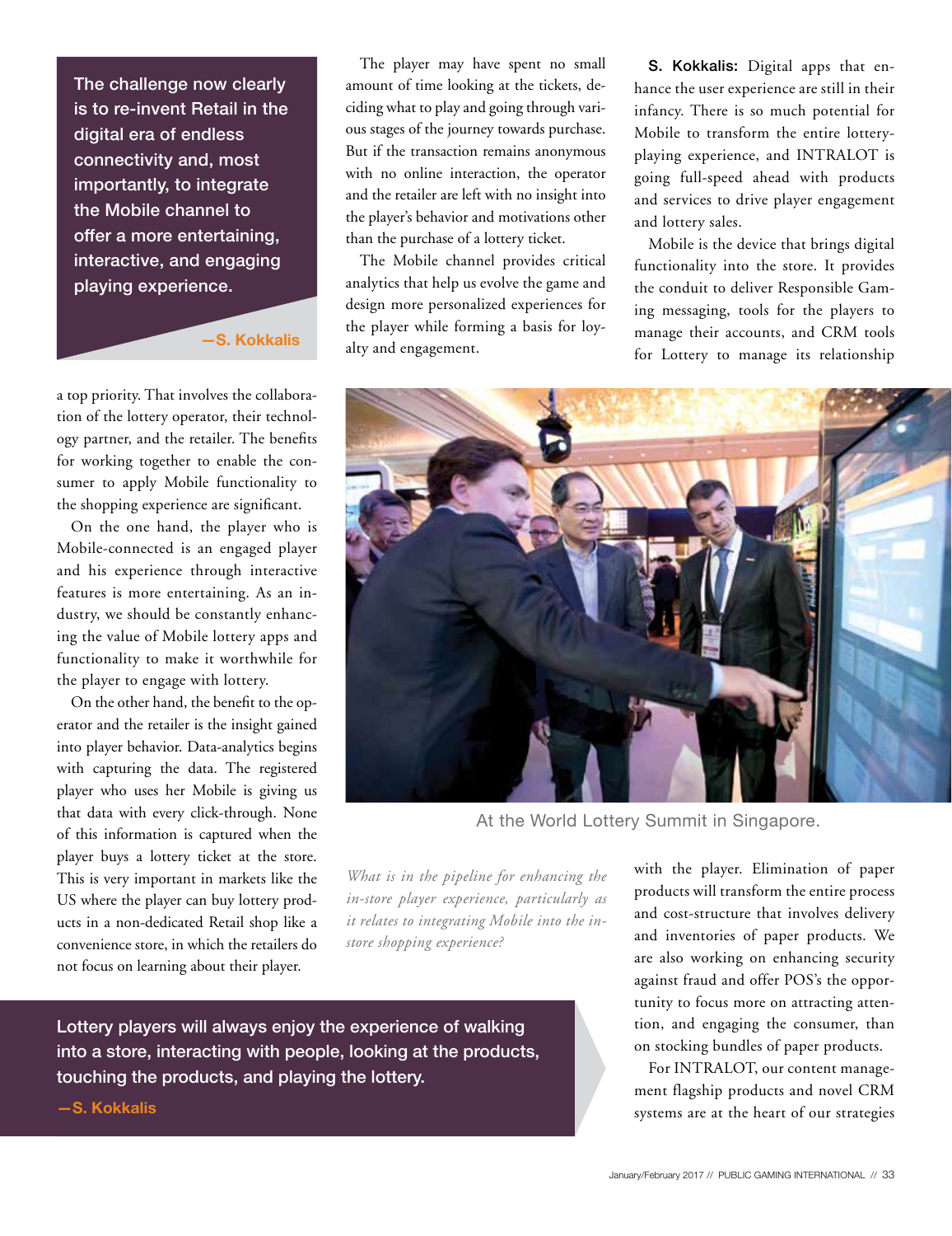> The challenge now clearly is to re-invent Retail in the digital era of endless connectivity and, most importantly, to integrate the Mobile channel to offer a more entertaining, interactive, and engaging playing experience.
>
> **—S. Kokkalis**

a top priority. That involves the collaboration of the lottery operator, their technology partner, and the retailer. The benefits for working together to enable the consumer to apply Mobile functionality to the shopping experience are significant.

On the one hand, the player who is Mobile-connected is an engaged player and his experience through interactive features is more entertaining. As an industry, we should be constantly enhancing the value of Mobile lottery apps and functionality to make it worthwhile for the player to engage with lottery.

On the other hand, the benefit to the operator and the retailer is the insight gained into player behavior. Data-analytics begins with capturing the data. The registered player who uses her Mobile is giving us that data with every click-through. None of this information is captured when the player buys a lottery ticket at the store. This is very important in markets like the US where the player can buy lottery products in a non-dedicated Retail shop like a convenience store, in which the retailers do not focus on learning about their player.

The player may have spent no small amount of time looking at the tickets, deciding what to play and going through various stages of the journey towards purchase. But if the transaction remains anonymous with no online interaction, the operator and the retailer are left with no insight into the player's behavior and motivations other than the purchase of a lottery ticket.

The Mobile channel provides critical analytics that help us evolve the game and design more personalized experiences for the player while forming a basis for loyalty and engagement.

**S. Kokkalis:** Digital apps that enhance the user experience are still in their infancy. There is so much potential for Mobile to transform the entire lottery-playing experience, and INTRALOT is going full-speed ahead with products and services to drive player engagement and lottery sales.

Mobile is the device that brings digital functionality into the store. It provides the conduit to deliver Responsible Gaming messaging, tools for the players to manage their accounts, and CRM tools for Lottery to manage its relationship with the player. Elimination of paper products will transform the entire process and cost-structure that involves delivery and inventories of paper products. We are also working on enhancing security against fraud and offer POS's the opportunity to focus more on attracting attention, and engaging the consumer, than on stocking bundles of paper products.

For INTRALOT, our content management flagship products and novel CRM systems are at the heart of our strategies

At the World Lottery Summit in Singapore.

*What is in the pipeline for enhancing the in-store player experience, particularly as it relates to integrating Mobile into the in-store shopping experience?*

> Lottery players will always enjoy the experience of walking into a store, interacting with people, looking at the products, touching the products, and playing the lottery.
>
> **—S. Kokkalis**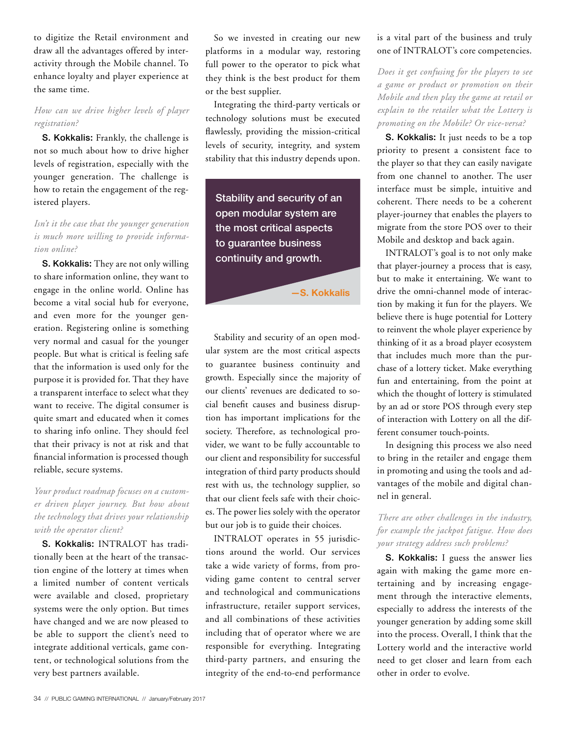to digitize the Retail environment and draw all the advantages offered by interactivity through the Mobile channel. To enhance loyalty and player experience at the same time.

*How can we drive higher levels of player registration?*

**S. Kokkalis:** Frankly, the challenge is not so much about how to drive higher levels of registration, especially with the younger generation. The challenge is how to retain the engagement of the registered players.

*Isn't it the case that the younger generation is much more willing to provide information online?*

**S. Kokkalis:** They are not only willing to share information online, they want to engage in the online world. Online has become a vital social hub for everyone, and even more for the younger generation. Registering online is something very normal and casual for the younger people. But what is critical is feeling safe that the information is used only for the purpose it is provided for. That they have a transparent interface to select what they want to receive. The digital consumer is quite smart and educated when it comes to sharing info online. They should feel that their privacy is not at risk and that financial information is processed though reliable, secure systems.

*Your product roadmap focuses on a customer driven player journey. But how about the technology that drives your relationship with the operator client?*

**S. Kokkalis:** INTRALOT has traditionally been at the heart of the transaction engine of the lottery at times when a limited number of content verticals were available and closed, proprietary systems were the only option. But times have changed and we are now pleased to be able to support the client's need to integrate additional verticals, game content, or technological solutions from the very best partners available.

So we invested in creating our new platforms in a modular way, restoring full power to the operator to pick what they think is the best product for them or the best supplier.

Integrating the third-party verticals or technology solutions must be executed flawlessly, providing the mission-critical levels of security, integrity, and system stability that this industry depends upon.

> Stability and security of an open modular system are the most critical aspects to guarantee business continuity and growth.
>
> —S. Kokkalis

Stability and security of an open modular system are the most critical aspects to guarantee business continuity and growth. Especially since the majority of our clients' revenues are dedicated to social benefit causes and business disruption has important implications for the society. Therefore, as technological provider, we want to be fully accountable to our client and responsibility for successful integration of third party products should rest with us, the technology supplier, so that our client feels safe with their choices. The power lies solely with the operator but our job is to guide their choices.

INTRALOT operates in 55 jurisdictions around the world. Our services take a wide variety of forms, from providing game content to central server and technological and communications infrastructure, retailer support services, and all combinations of these activities including that of operator where we are responsible for everything. Integrating third-party partners, and ensuring the integrity of the end-to-end performance is a vital part of the business and truly one of INTRALOT's core competencies.

*Does it get confusing for the players to see a game or product or promotion on their Mobile and then play the game at retail or explain to the retailer what the Lottery is promoting on the Mobile? Or vice-versa?*

**S. Kokkalis:** It just needs to be a top priority to present a consistent face to the player so that they can easily navigate from one channel to another. The user interface must be simple, intuitive and coherent. There needs to be a coherent player-journey that enables the players to migrate from the store POS over to their Mobile and desktop and back again.

INTRALOT's goal is to not only make that player-journey a process that is easy, but to make it entertaining. We want to drive the omni-channel mode of interaction by making it fun for the players. We believe there is huge potential for Lottery to reinvent the whole player experience by thinking of it as a broad player ecosystem that includes much more than the purchase of a lottery ticket. Make everything fun and entertaining, from the point at which the thought of lottery is stimulated by an ad or store POS through every step of interaction with Lottery on all the different consumer touch-points.

In designing this process we also need to bring in the retailer and engage them in promoting and using the tools and advantages of the mobile and digital channel in general.

*There are other challenges in the industry, for example the jackpot fatigue. How does your strategy address such problems?*

**S. Kokkalis:** I guess the answer lies again with making the game more entertaining and by increasing engagement through the interactive elements, especially to address the interests of the younger generation by adding some skill into the process. Overall, I think that the Lottery world and the interactive world need to get closer and learn from each other in order to evolve.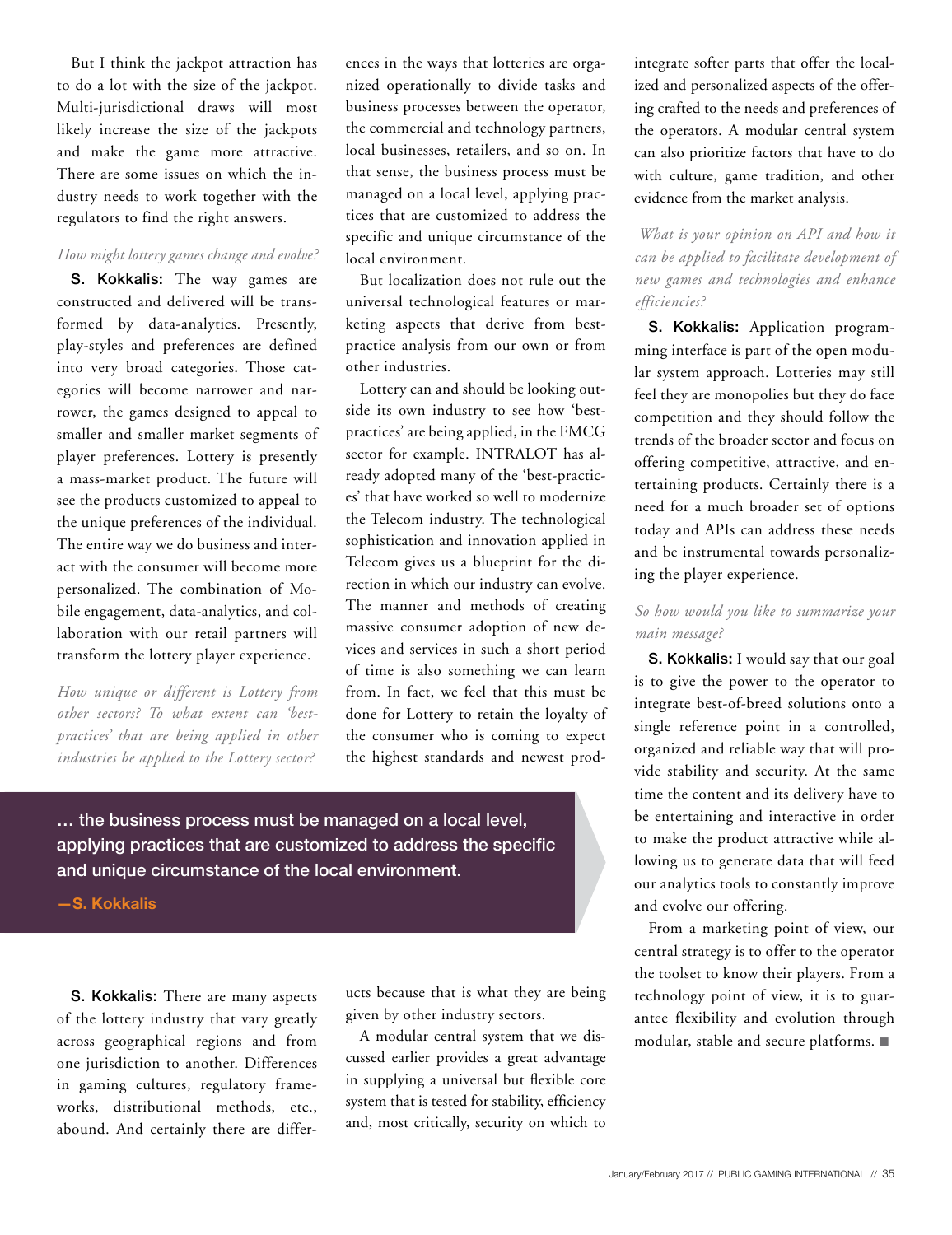But I think the jackpot attraction has to do a lot with the size of the jackpot. Multi-jurisdictional draws will most likely increase the size of the jackpots and make the game more attractive. There are some issues on which the industry needs to work together with the regulators to find the right answers.

*How might lottery games change and evolve?*

**S. Kokkalis:** The way games are constructed and delivered will be transformed by data-analytics. Presently, play-styles and preferences are defined into very broad categories. Those categories will become narrower and narrower, the games designed to appeal to smaller and smaller market segments of player preferences. Lottery is presently a mass-market product. The future will see the products customized to appeal to the unique preferences of the individual. The entire way we do business and interact with the consumer will become more personalized. The combination of Mobile engagement, data-analytics, and collaboration with our retail partners will transform the lottery player experience.

*How unique or different is Lottery from other sectors? To what extent can 'best-practices' that are being applied in other industries be applied to the Lottery sector?*

**S. Kokkalis:** There are many aspects of the lottery industry that vary greatly across geographical regions and from one jurisdiction to another. Differences in gaming cultures, regulatory frameworks, distributional methods, etc., abound. And certainly there are differences in the ways that lotteries are organized operationally to divide tasks and business processes between the operator, the commercial and technology partners, local businesses, retailers, and so on. In that sense, the business process must be managed on a local level, applying practices that are customized to address the specific and unique circumstance of the local environment.

But localization does not rule out the universal technological features or marketing aspects that derive from best-practice analysis from our own or from other industries.

Lottery can and should be looking outside its own industry to see how 'best-practices' are being applied, in the FMCG sector for example. INTRALOT has already adopted many of the 'best-practices' that have worked so well to modernize the Telecom industry. The technological sophistication and innovation applied in Telecom gives us a blueprint for the direction in which our industry can evolve. The manner and methods of creating massive consumer adoption of new devices and services in such a short period of time is also something we can learn from. In fact, we feel that this must be done for Lottery to retain the loyalty of the consumer who is coming to expect the highest standards and newest products because that is what they are being given by other industry sectors.

> **... the business process must be managed on a local level, applying practices that are customized to address the specific and unique circumstance of the local environment.**
>
> **—S. Kokkalis**

A modular central system that we discussed earlier provides a great advantage in supplying a universal but flexible core system that is tested for stability, efficiency and, most critically, security on which to integrate softer parts that offer the localized and personalized aspects of the offering crafted to the needs and preferences of the operators. A modular central system can also prioritize factors that have to do with culture, game tradition, and other evidence from the market analysis.

*What is your opinion on API and how it can be applied to facilitate development of new games and technologies and enhance efficiencies?*

**S. Kokkalis:** Application programming interface is part of the open modular system approach. Lotteries may still feel they are monopolies but they do face competition and they should follow the trends of the broader sector and focus on offering competitive, attractive, and entertaining products. Certainly there is a need for a much broader set of options today and APIs can address these needs and be instrumental towards personalizing the player experience.

*So how would you like to summarize your main message?*

**S. Kokkalis:** I would say that our goal is to give the power to the operator to integrate best-of-breed solutions onto a single reference point in a controlled, organized and reliable way that will provide stability and security. At the same time the content and its delivery have to be entertaining and interactive in order to make the product attractive while allowing us to generate data that will feed our analytics tools to constantly improve and evolve our offering.

From a marketing point of view, our central strategy is to offer to the operator the toolset to know their players. From a technology point of view, it is to guarantee flexibility and evolution through modular, stable and secure platforms. ■